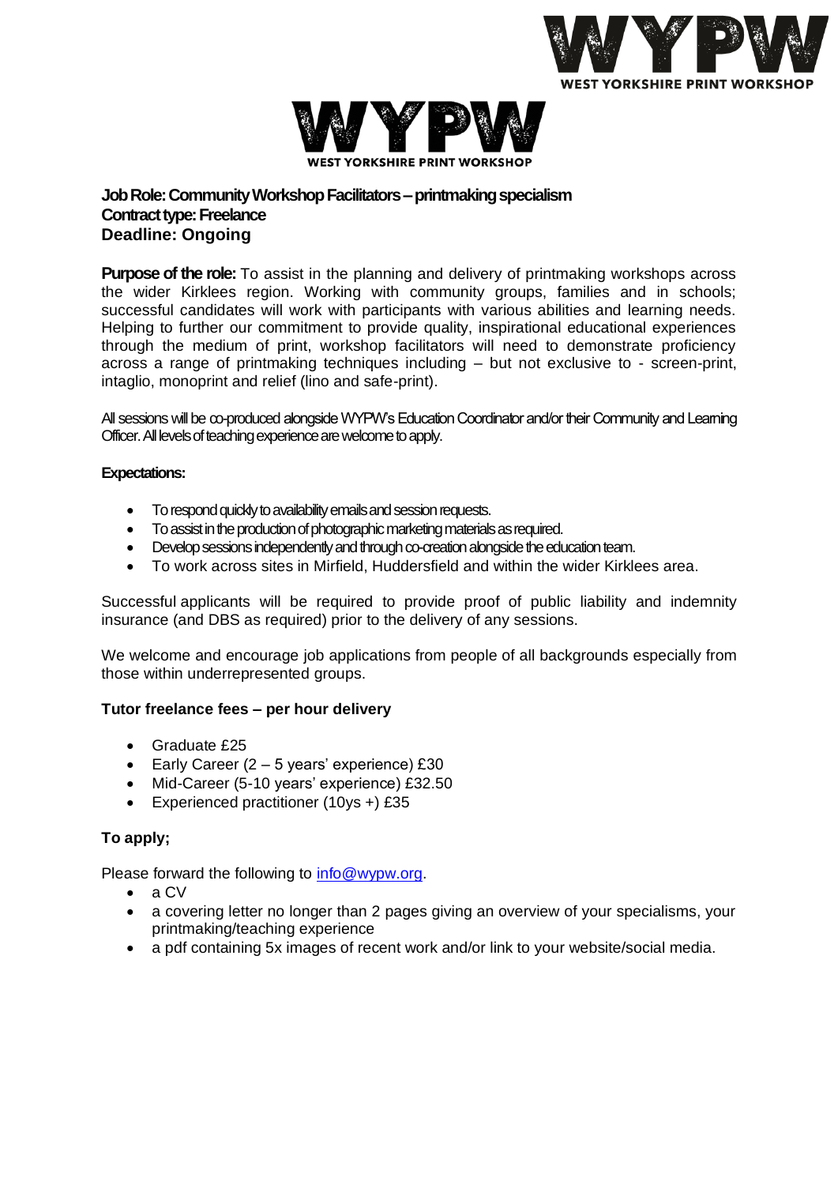**Job Role: Community Workshop Facilitators – printmaking specialism**
**Contract type: Freelance**
**Deadline: Ongoing**

**Purpose of the role:** To assist in the planning and delivery of printmaking workshops across the wider Kirklees region. Working with community groups, families and in schools; successful candidates will work with participants with various abilities and learning needs. Helping to further our commitment to provide quality, inspirational educational experiences through the medium of print, workshop facilitators will need to demonstrate proficiency across a range of printmaking techniques including – but not exclusive to - screen-print, intaglio, monoprint and relief (lino and safe-print).

All sessions will be co-produced alongside WYPW's Education Coordinator and/or their Community and Learning Officer. All levels of teaching experience are welcome to apply.

**Expectations:**

- To respond quickly to availability emails and session requests.
- To assist in the production of photographic marketing materials as required.
- Develop sessions independently and through co-creation alongside the education team.
- To work across sites in Mirfield, Huddersfield and within the wider Kirklees area.

Successful applicants will be required to provide proof of public liability and indemnity insurance (and DBS as required) prior to the delivery of any sessions.

We welcome and encourage job applications from people of all backgrounds especially from those within underrepresented groups.

**Tutor freelance fees – per hour delivery**

- Graduate £25
- Early Career (2 – 5 years' experience) £30
- Mid-Career (5-10 years' experience) £32.50
- Experienced practitioner (10ys +) £35

**To apply;**

Please forward the following to info@wypw.org.

- a CV
- a covering letter no longer than 2 pages giving an overview of your specialisms, your printmaking/teaching experience
- a pdf containing 5x images of recent work and/or link to your website/social media.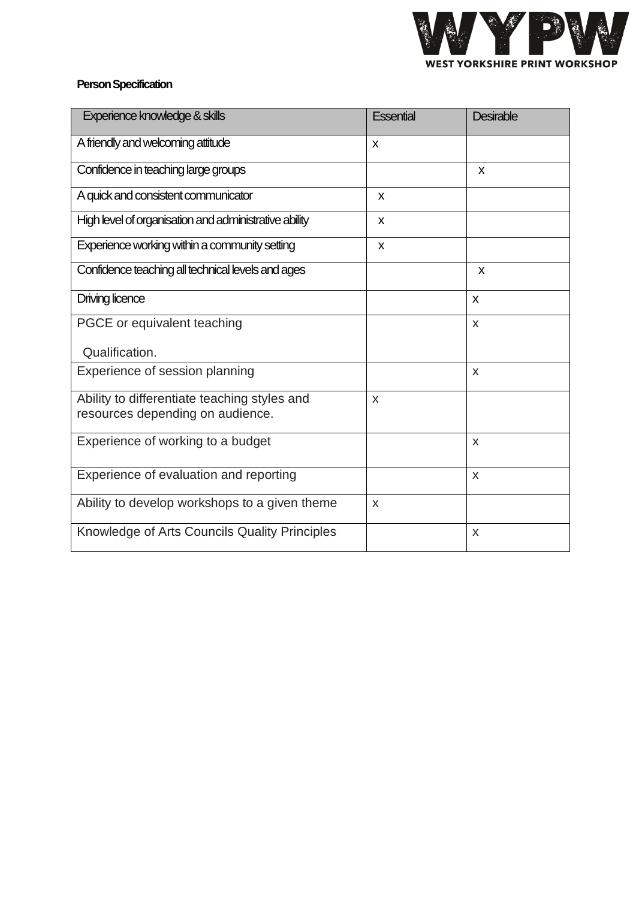**Person Specification**

| Experience knowledge & skills | Essential | Desirable |
|---|---|---|
| A friendly and welcoming attitude | x | |
| Confidence in teaching large groups | | x |
| A quick and consistent communicator | x | |
| High level of organisation and administrative ability | x | |
| Experience working within a community setting | x | |
| Confidence teaching all technical levels and ages | | x |
| Driving licence | | x |
| PGCE or equivalent teaching Qualification. | | x |
| Experience of session planning | | x |
| Ability to differentiate teaching styles and resources depending on audience. | x | |
| Experience of working to a budget | | x |
| Experience of evaluation and reporting | | x |
| Ability to develop workshops to a given theme | x | |
| Knowledge of Arts Councils Quality Principles | | x |